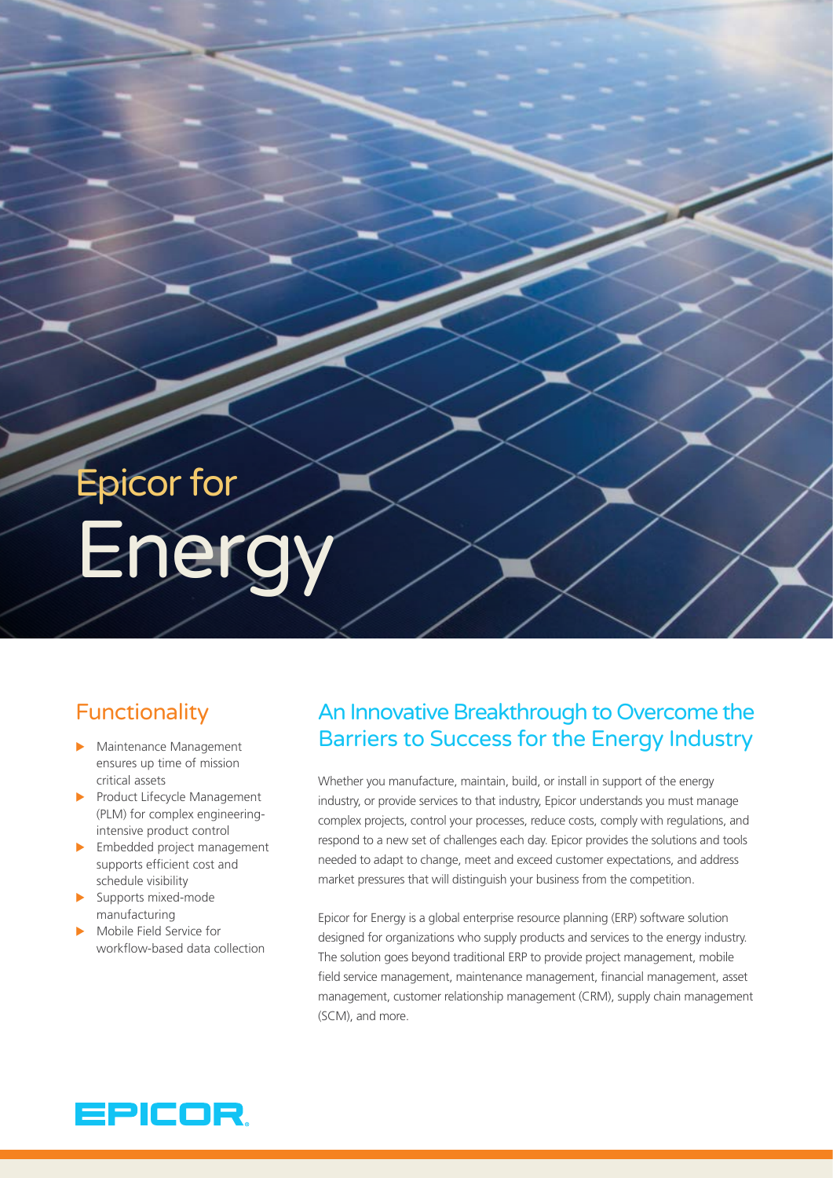# Epicor for Energy

## Functionality

- Maintenance Management ensures up time of mission critical assets
- Product Lifecycle Management (PLM) for complex engineering-intensive product control
- Embedded project management supports efficient cost and schedule visibility
- Supports mixed-mode manufacturing
- Mobile Field Service for workflow-based data collection

## An Innovative Breakthrough to Overcome the Barriers to Success for the Energy Industry

Whether you manufacture, maintain, build, or install in support of the energy industry, or provide services to that industry, Epicor understands you must manage complex projects, control your processes, reduce costs, comply with regulations, and respond to a new set of challenges each day. Epicor provides the solutions and tools needed to adapt to change, meet and exceed customer expectations, and address market pressures that will distinguish your business from the competition.

Epicor for Energy is a global enterprise resource planning (ERP) software solution designed for organizations who supply products and services to the energy industry. The solution goes beyond traditional ERP to provide project management, mobile field service management, maintenance management, financial management, asset management, customer relationship management (CRM), supply chain management (SCM), and more.

EPICOR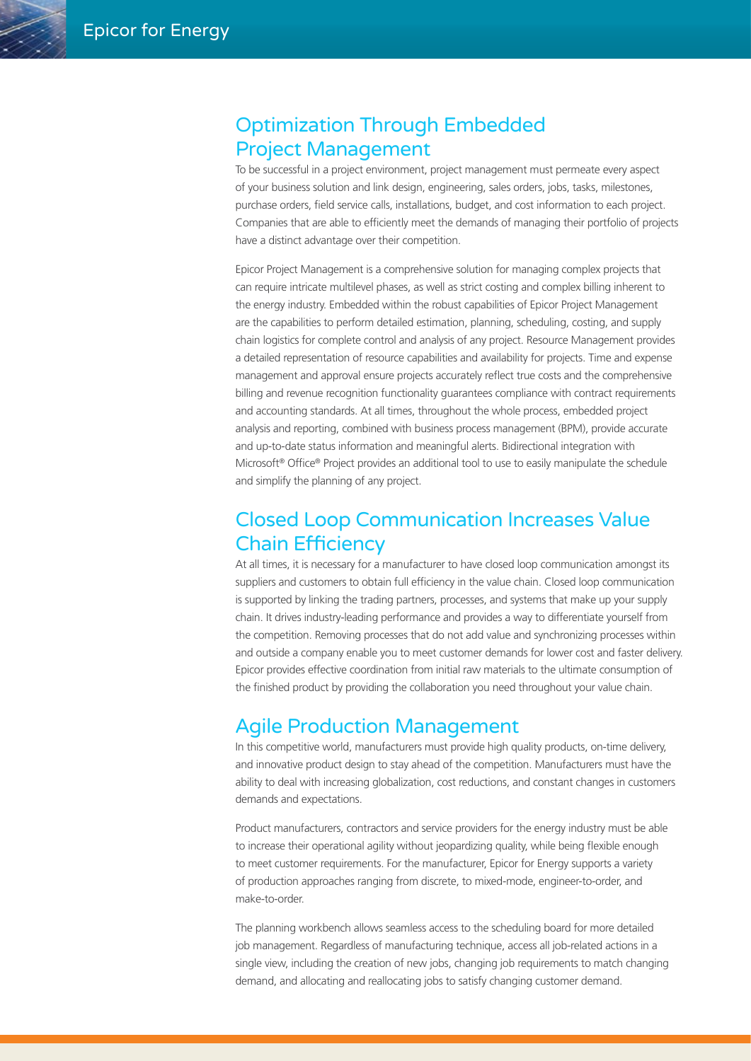## Optimization Through Embedded Project Management

To be successful in a project environment, project management must permeate every aspect of your business solution and link design, engineering, sales orders, jobs, tasks, milestones, purchase orders, field service calls, installations, budget, and cost information to each project. Companies that are able to efficiently meet the demands of managing their portfolio of projects have a distinct advantage over their competition.

Epicor Project Management is a comprehensive solution for managing complex projects that can require intricate multilevel phases, as well as strict costing and complex billing inherent to the energy industry. Embedded within the robust capabilities of Epicor Project Management are the capabilities to perform detailed estimation, planning, scheduling, costing, and supply chain logistics for complete control and analysis of any project. Resource Management provides a detailed representation of resource capabilities and availability for projects. Time and expense management and approval ensure projects accurately reflect true costs and the comprehensive billing and revenue recognition functionality guarantees compliance with contract requirements and accounting standards. At all times, throughout the whole process, embedded project analysis and reporting, combined with business process management (BPM), provide accurate and up-to-date status information and meaningful alerts. Bidirectional integration with Microsoft® Office® Project provides an additional tool to use to easily manipulate the schedule and simplify the planning of any project.

## Closed Loop Communication Increases Value Chain Efficiency

At all times, it is necessary for a manufacturer to have closed loop communication amongst its suppliers and customers to obtain full efficiency in the value chain. Closed loop communication is supported by linking the trading partners, processes, and systems that make up your supply chain. It drives industry-leading performance and provides a way to differentiate yourself from the competition. Removing processes that do not add value and synchronizing processes within and outside a company enable you to meet customer demands for lower cost and faster delivery. Epicor provides effective coordination from initial raw materials to the ultimate consumption of the finished product by providing the collaboration you need throughout your value chain.

## Agile Production Management

In this competitive world, manufacturers must provide high quality products, on-time delivery, and innovative product design to stay ahead of the competition. Manufacturers must have the ability to deal with increasing globalization, cost reductions, and constant changes in customers demands and expectations.

Product manufacturers, contractors and service providers for the energy industry must be able to increase their operational agility without jeopardizing quality, while being flexible enough to meet customer requirements. For the manufacturer, Epicor for Energy supports a variety of production approaches ranging from discrete, to mixed-mode, engineer-to-order, and make-to-order.

The planning workbench allows seamless access to the scheduling board for more detailed job management. Regardless of manufacturing technique, access all job-related actions in a single view, including the creation of new jobs, changing job requirements to match changing demand, and allocating and reallocating jobs to satisfy changing customer demand.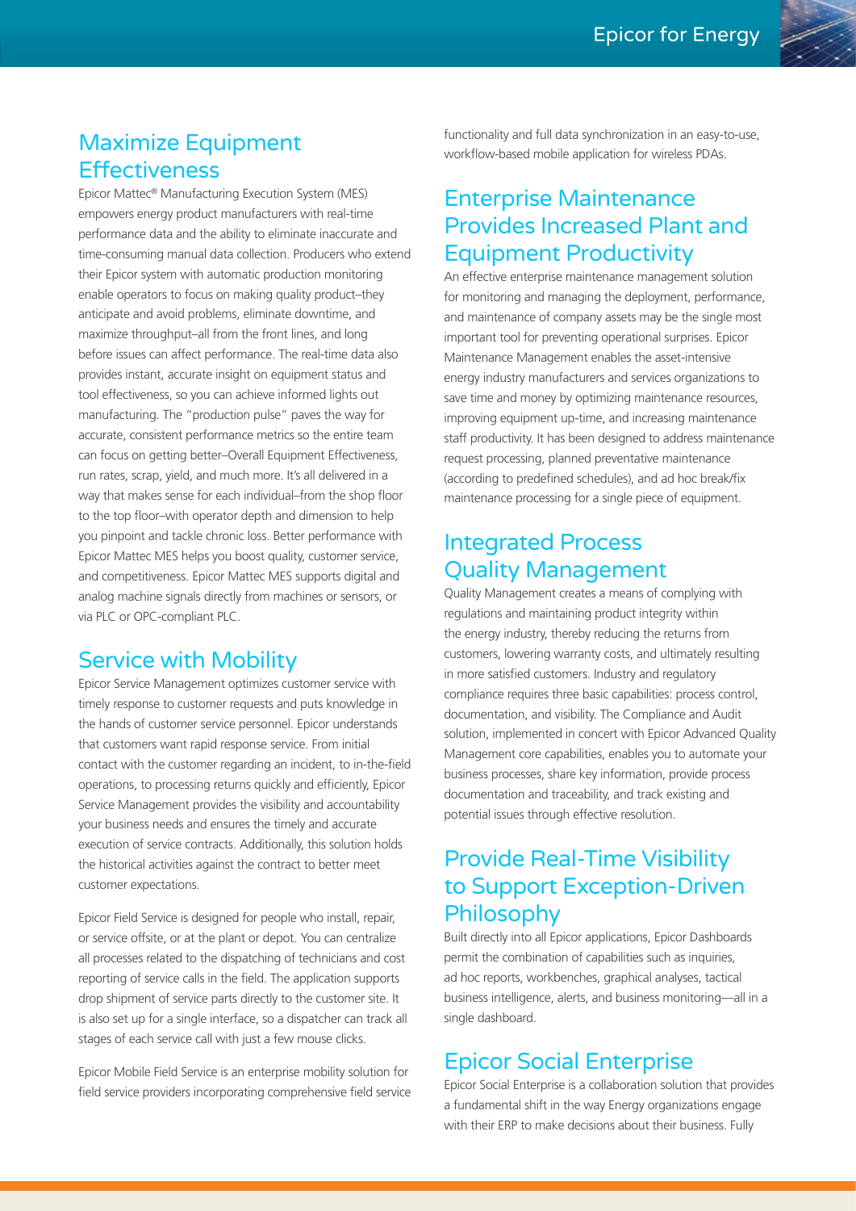## Maximize Equipment Effectiveness

Epicor Mattec® Manufacturing Execution System (MES) empowers energy product manufacturers with real-time performance data and the ability to eliminate inaccurate and time-consuming manual data collection. Producers who extend their Epicor system with automatic production monitoring enable operators to focus on making quality product–they anticipate and avoid problems, eliminate downtime, and maximize throughput–all from the front lines, and long before issues can affect performance. The real-time data also provides instant, accurate insight on equipment status and tool effectiveness, so you can achieve informed lights out manufacturing. The "production pulse" paves the way for accurate, consistent performance metrics so the entire team can focus on getting better–Overall Equipment Effectiveness, run rates, scrap, yield, and much more. It's all delivered in a way that makes sense for each individual–from the shop floor to the top floor–with operator depth and dimension to help you pinpoint and tackle chronic loss. Better performance with Epicor Mattec MES helps you boost quality, customer service, and competitiveness. Epicor Mattec MES supports digital and analog machine signals directly from machines or sensors, or via PLC or OPC-compliant PLC.

## Service with Mobility

Epicor Service Management optimizes customer service with timely response to customer requests and puts knowledge in the hands of customer service personnel. Epicor understands that customers want rapid response service. From initial contact with the customer regarding an incident, to in-the-field operations, to processing returns quickly and efficiently, Epicor Service Management provides the visibility and accountability your business needs and ensures the timely and accurate execution of service contracts. Additionally, this solution holds the historical activities against the contract to better meet customer expectations.

Epicor Field Service is designed for people who install, repair, or service offsite, or at the plant or depot. You can centralize all processes related to the dispatching of technicians and cost reporting of service calls in the field. The application supports drop shipment of service parts directly to the customer site. It is also set up for a single interface, so a dispatcher can track all stages of each service call with just a few mouse clicks.

Epicor Mobile Field Service is an enterprise mobility solution for field service providers incorporating comprehensive field service functionality and full data synchronization in an easy-to-use, workflow-based mobile application for wireless PDAs.

## Enterprise Maintenance Provides Increased Plant and Equipment Productivity

An effective enterprise maintenance management solution for monitoring and managing the deployment, performance, and maintenance of company assets may be the single most important tool for preventing operational surprises. Epicor Maintenance Management enables the asset-intensive energy industry manufacturers and services organizations to save time and money by optimizing maintenance resources, improving equipment up-time, and increasing maintenance staff productivity. It has been designed to address maintenance request processing, planned preventative maintenance (according to predefined schedules), and ad hoc break/fix maintenance processing for a single piece of equipment.

## Integrated Process Quality Management

Quality Management creates a means of complying with regulations and maintaining product integrity within the energy industry, thereby reducing the returns from customers, lowering warranty costs, and ultimately resulting in more satisfied customers. Industry and regulatory compliance requires three basic capabilities: process control, documentation, and visibility. The Compliance and Audit solution, implemented in concert with Epicor Advanced Quality Management core capabilities, enables you to automate your business processes, share key information, provide process documentation and traceability, and track existing and potential issues through effective resolution.

## Provide Real-Time Visibility to Support Exception-Driven Philosophy

Built directly into all Epicor applications, Epicor Dashboards permit the combination of capabilities such as inquiries, ad hoc reports, workbenches, graphical analyses, tactical business intelligence, alerts, and business monitoring—all in a single dashboard.

## Epicor Social Enterprise

Epicor Social Enterprise is a collaboration solution that provides a fundamental shift in the way Energy organizations engage with their ERP to make decisions about their business. Fully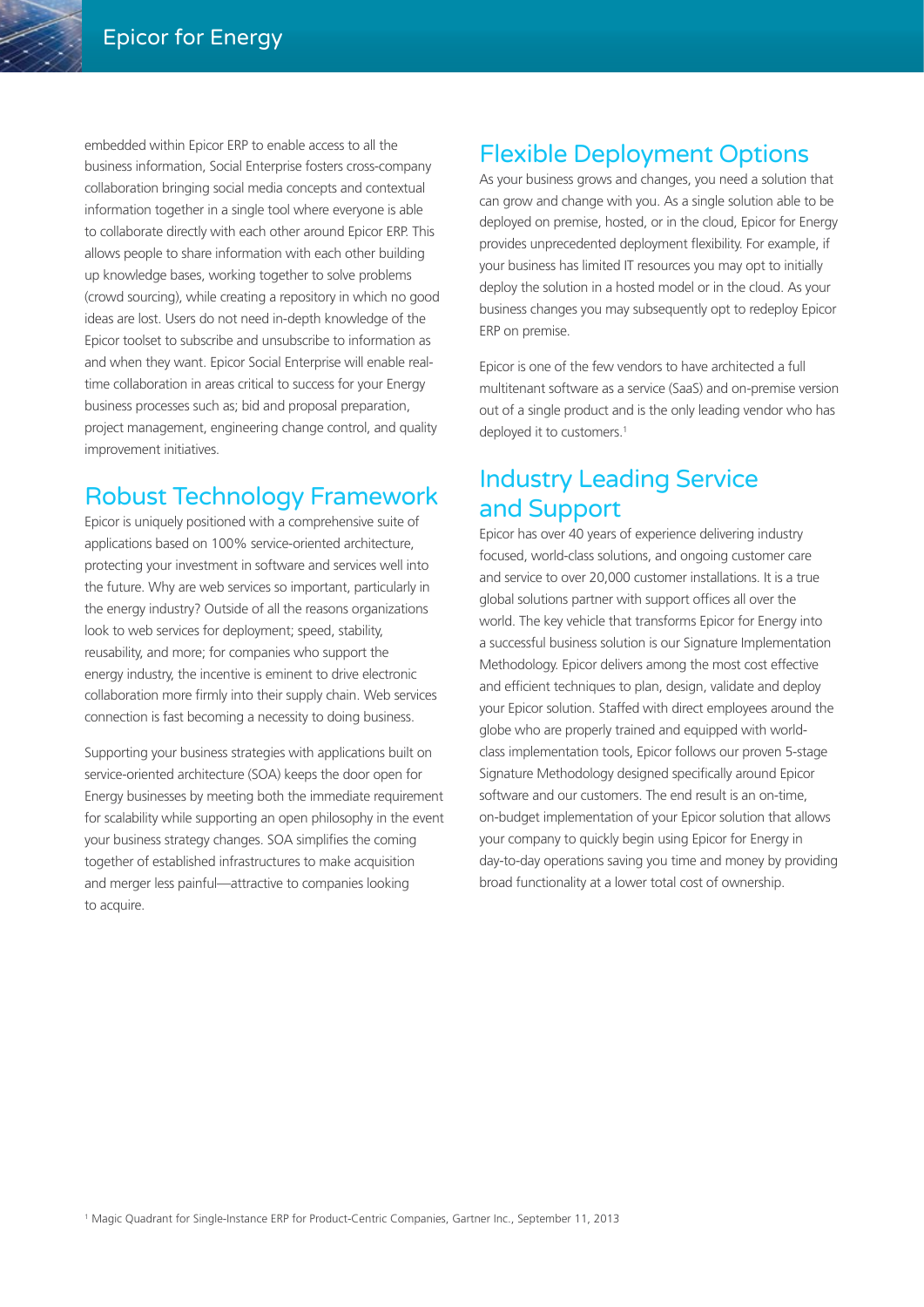embedded within Epicor ERP to enable access to all the business information, Social Enterprise fosters cross-company collaboration bringing social media concepts and contextual information together in a single tool where everyone is able to collaborate directly with each other around Epicor ERP. This allows people to share information with each other building up knowledge bases, working together to solve problems (crowd sourcing), while creating a repository in which no good ideas are lost. Users do not need in-depth knowledge of the Epicor toolset to subscribe and unsubscribe to information as and when they want. Epicor Social Enterprise will enable real-time collaboration in areas critical to success for your Energy business processes such as; bid and proposal preparation, project management, engineering change control, and quality improvement initiatives.

## Robust Technology Framework

Epicor is uniquely positioned with a comprehensive suite of applications based on 100% service-oriented architecture, protecting your investment in software and services well into the future. Why are web services so important, particularly in the energy industry? Outside of all the reasons organizations look to web services for deployment; speed, stability, reusability, and more; for companies who support the energy industry, the incentive is eminent to drive electronic collaboration more firmly into their supply chain. Web services connection is fast becoming a necessity to doing business.

Supporting your business strategies with applications built on service-oriented architecture (SOA) keeps the door open for Energy businesses by meeting both the immediate requirement for scalability while supporting an open philosophy in the event your business strategy changes. SOA simplifies the coming together of established infrastructures to make acquisition and merger less painful—attractive to companies looking to acquire.

## Flexible Deployment Options

As your business grows and changes, you need a solution that can grow and change with you. As a single solution able to be deployed on premise, hosted, or in the cloud, Epicor for Energy provides unprecedented deployment flexibility. For example, if your business has limited IT resources you may opt to initially deploy the solution in a hosted model or in the cloud. As your business changes you may subsequently opt to redeploy Epicor ERP on premise.

Epicor is one of the few vendors to have architected a full multitenant software as a service (SaaS) and on-premise version out of a single product and is the only leading vendor who has deployed it to customers.[1]

## Industry Leading Service and Support

Epicor has over 40 years of experience delivering industry focused, world-class solutions, and ongoing customer care and service to over 20,000 customer installations. It is a true global solutions partner with support offices all over the world. The key vehicle that transforms Epicor for Energy into a successful business solution is our Signature Implementation Methodology. Epicor delivers among the most cost effective and efficient techniques to plan, design, validate and deploy your Epicor solution. Staffed with direct employees around the globe who are properly trained and equipped with world-class implementation tools, Epicor follows our proven 5-stage Signature Methodology designed specifically around Epicor software and our customers. The end result is an on-time, on-budget implementation of your Epicor solution that allows your company to quickly begin using Epicor for Energy in day-to-day operations saving you time and money by providing broad functionality at a lower total cost of ownership.

[1] Magic Quadrant for Single-Instance ERP for Product-Centric Companies, Gartner Inc., September 11, 2013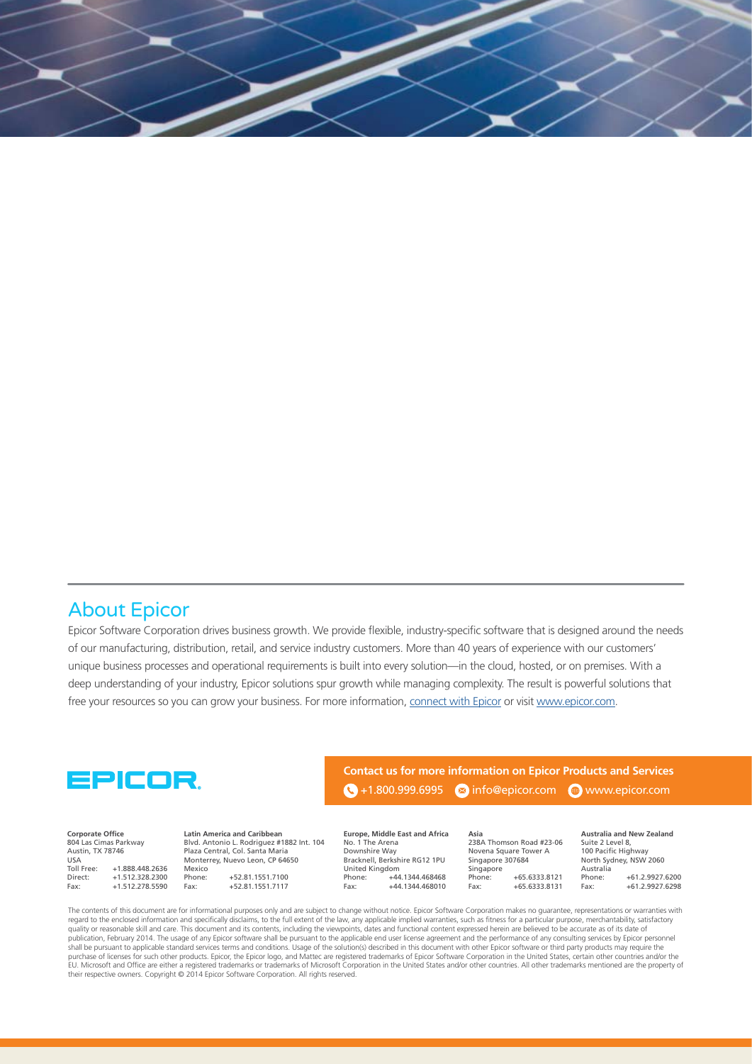## About Epicor

Epicor Software Corporation drives business growth. We provide flexible, industry-specific software that is designed around the needs of our manufacturing, distribution, retail, and service industry customers. More than 40 years of experience with our customers' unique business processes and operational requirements is built into every solution—in the cloud, hosted, or on premises. With a deep understanding of your industry, Epicor solutions spur growth while managing complexity. The result is powerful solutions that free your resources so you can grow your business. For more information, connect with Epicor or visit www.epicor.com.

EPICOR.

**Contact us for more information on Epicor Products and Services**

+1.800.999.6995 info@epicor.com www.epicor.com

**Corporate Office**
804 Las Cimas Parkway
Austin, TX 78746
USA
Toll Free: +1.888.448.2636
Direct: +1.512.328.2300
Fax: +1.512.278.5590

**Latin America and Caribbean**
Blvd. Antonio L. Rodriguez #1882 Int. 104
Plaza Central, Col. Santa Maria
Monterrey, Nuevo Leon, CP 64650
Mexico
Phone: +52.81.1551.7100
Fax: +52.81.1551.7117

**Europe, Middle East and Africa**
No. 1 The Arena
Downshire Way
Bracknell, Berkshire RG12 1PU
United Kingdom
Phone: +44.1344.468468
Fax: +44.1344.468010

**Asia**
238A Thomson Road #23-06
Novena Square Tower A
Singapore 307684
Singapore
Phone: +65.6333.8121
Fax: +65.6333.8131

**Australia and New Zealand**
Suite 2 Level 8,
100 Pacific Highway
North Sydney, NSW 2060
Australia
Phone: +61.2.9927.6200
Fax: +61.2.9927.6298

The contents of this document are for informational purposes only and are subject to change without notice. Epicor Software Corporation makes no guarantee, representations or warranties with regard to the enclosed information and specifically disclaims, to the full extent of the law, any applicable implied warranties, such as fitness for a particular purpose, merchantability, satisfactory quality or reasonable skill and care. This document and its contents, including the viewpoints, dates and functional content expressed herein are believed to be accurate as of its date of publication, February 2014. The usage of any Epicor software shall be pursuant to the applicable end user license agreement and the performance of any consulting services by Epicor personnel shall be pursuant to applicable standard services terms and conditions. Usage of the solution(s) described in this document with other Epicor software or third party products may require the purchase of licenses for such other products. Epicor, the Epicor logo, and Mattec are registered trademarks of Epicor Software Corporation in the United States, certain other countries and/or the EU. Microsoft and Office are either a registered trademarks or trademarks of Microsoft Corporation in the United States and/or other countries. All other trademarks mentioned are the property of their respective owners. Copyright © 2014 Epicor Software Corporation. All rights reserved.